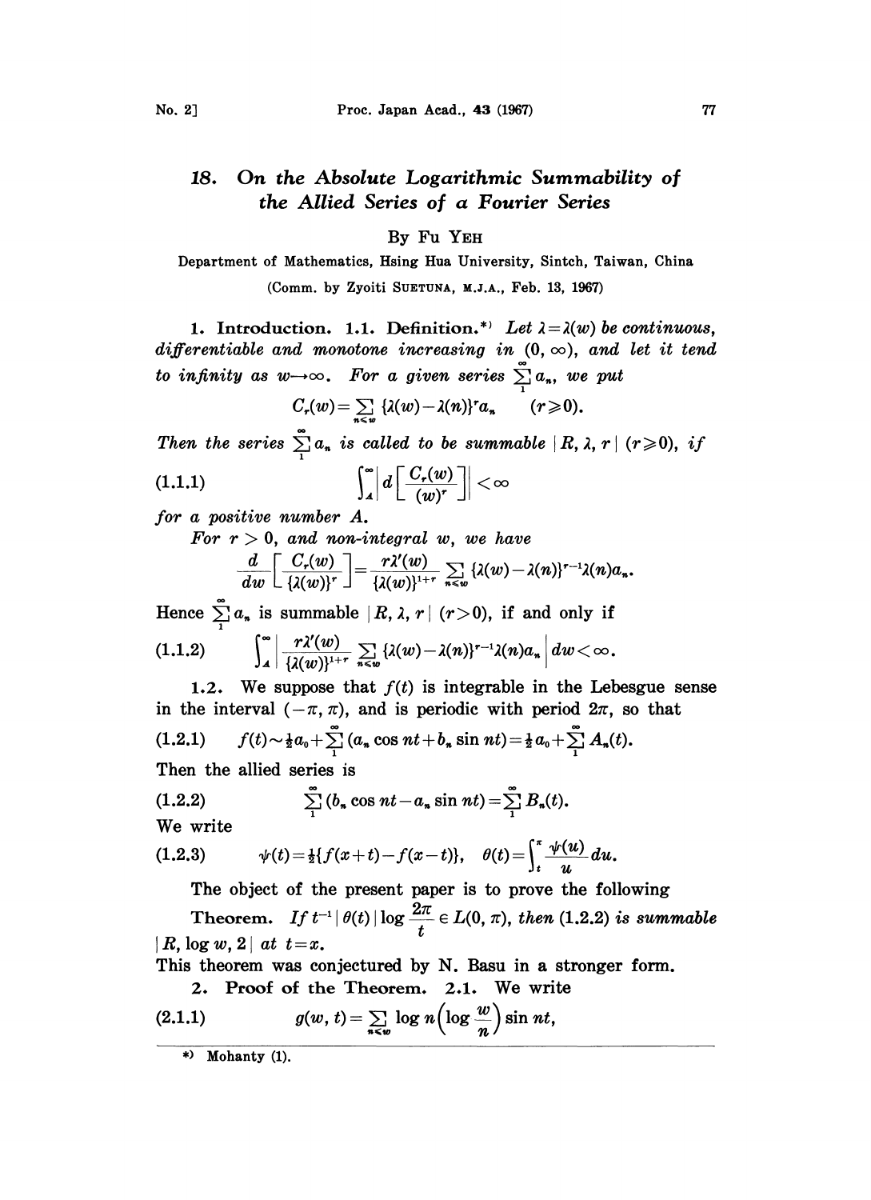# 18. On the Absolute Logarithmic Summability of the Allied Series of a Fourier Series

By Fu YEH

Department of Mathematics, Hsing Hua University, Sintch, Taiwan, China

(Comm. by Zyoiti SUETUNA, M.J.A., Feb. 13, 1967)

**1. Introduction. 1.1. Definition.**[*] *Let $\lambda=\lambda(w)$ be continuous, differentiable and monotone increasing in $(0, \infty)$, and let it tend to infinity as $w\to\infty$. For a given series $\sum_1^\infty a_n$, we put*

$$C_r(w)=\sum_{n<w}\{\lambda(w)-\lambda(n)\}^r a_n \qquad (r\geqslant 0).$$

*Then the series $\sum_1^\infty a_n$ is called to be summable $|R, \lambda, r|$ $(r\geqslant 0)$, if*

$$\int_A^\infty \left| d\left[\frac{C_r(w)}{(w)^r}\right]\right| <\infty \tag{1.1.1}$$

*for a positive number $A$.*

*For $r>0$, and non-integral $w$, we have*

$$\frac{d}{dw}\left[\frac{C_r(w)}{\{\lambda(w)\}^r}\right]=\frac{r\lambda'(w)}{\{\lambda(w)\}^{1+r}}\sum_{n<w}\{\lambda(w)-\lambda(n)\}^{r-1}\lambda(n)a_n.$$

Hence $\sum_1^\infty a_n$ is summable $|R, \lambda, r|$ $(r>0)$, if and only if

$$\int_A^\infty \left|\frac{r\lambda'(w)}{\{\lambda(w)\}^{1+r}}\sum_{n<w}\{\lambda(w)-\lambda(n)\}^{r-1}\lambda(n)a_n\right| dw<\infty. \tag{1.1.2}$$

**1.2.** We suppose that $f(t)$ is integrable in the Lebesgue sense in the interval $(-\pi, \pi)$, and is periodic with period $2\pi$, so that

$$f(t)\sim \tfrac{1}{2}a_0+\sum_1^\infty (a_n \cos nt+b_n \sin nt)=\tfrac{1}{2}a_0+\sum_1^\infty A_n(t). \tag{1.2.1}$$

Then the allied series is

$$\sum_1^\infty (b_n \cos nt-a_n \sin nt)=\sum_1^\infty B_n(t). \tag{1.2.2}$$

We write

$$\psi(t)=\tfrac{1}{2}\{f(x+t)-f(x-t)\}, \quad \theta(t)=\int_t^\pi \frac{\psi(u)}{u}du. \tag{1.2.3}$$

The object of the present paper is to prove the following

**Theorem.** *If $t^{-1}|\theta(t)|\log \dfrac{2\pi}{t}\in L(0, \pi)$, then (1.2.2) is summable $|R, \log w, 2|$ at $t=x$.*

This theorem was conjectured by N. Basu in a stronger form.

**2. Proof of the Theorem. 2.1.** We write

$$g(w, t)=\sum_{n<w}\log n\left(\log\frac{w}{n}\right)\sin nt, \tag{2.1.1}$$

[*] Mohanty (1).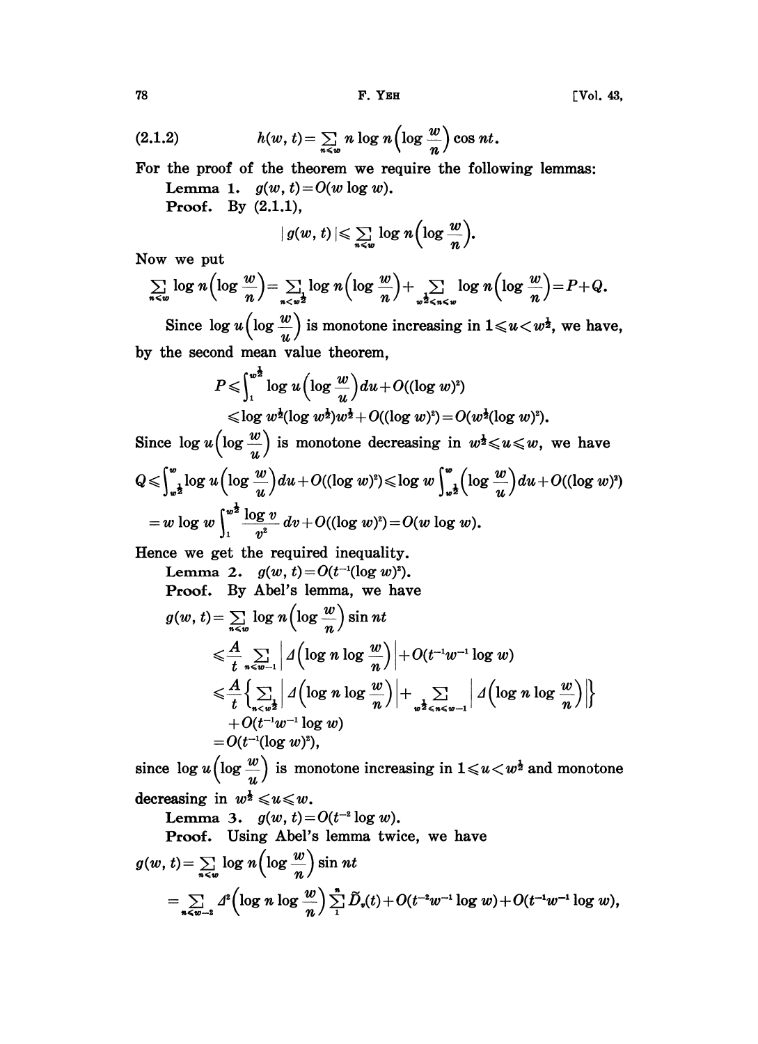$$(2.1.2) \qquad h(w, t) = \sum_{n \leqslant w} n \log n \left(\log \frac{w}{n}\right) \cos nt.$$

For the proof of the theorem we require the following lemmas:

**Lemma 1.** $g(w, t) = O(w \log w)$.

**Proof.** By (2.1.1),

$$|g(w, t)| \leqslant \sum_{n \leqslant w} \log n \left(\log \frac{w}{n}\right).$$

Now we put

$$\sum_{n \leqslant w} \log n \left(\log \frac{w}{n}\right) = \sum_{n < w^{\frac{1}{2}}} \log n \left(\log \frac{w}{n}\right) + \sum_{w^{\frac{1}{2}} \leqslant n \leqslant w} \log n \left(\log \frac{w}{n}\right) = P + Q.$$

Since $\log u \left(\log \dfrac{w}{u}\right)$ is monotone increasing in $1 \leqslant u < w^{\frac{1}{2}}$, we have, by the second mean value theorem,

$$P \leqslant \int_1^{w^{\frac{1}{2}}} \log u \left(\log \frac{w}{u}\right) du + O((\log w)^2)$$
$$\leqslant \log w^{\frac{1}{2}} (\log w^{\frac{1}{2}}) w^{\frac{1}{2}} + O((\log w)^2) = O(w^{\frac{1}{2}} (\log w)^2).$$

Since $\log u \left(\log \dfrac{w}{u}\right)$ is monotone decreasing in $w^{\frac{1}{2}} \leqslant u \leqslant w$, we have

$$Q \leqslant \int_{w^{\frac{1}{2}}}^{w} \log u \left(\log \frac{w}{u}\right) du + O((\log w)^2) \leqslant \log w \int_{w^{\frac{1}{2}}}^{w} \left(\log \frac{w}{u}\right) du + O((\log w)^2)$$
$$= w \log w \int_1^{w^{\frac{1}{2}}} \frac{\log v}{v^2} dv + O((\log w)^2) = O(w \log w).$$

Hence we get the required inequality.

**Lemma 2.** $g(w, t) = O(t^{-1} (\log w)^2)$.

**Proof.** By Abel's lemma, we have

$$g(w, t) = \sum_{n \leqslant w} \log n \left(\log \frac{w}{n}\right) \sin nt$$
$$\leqslant \frac{A}{t} \sum_{n \leqslant w-1} \left| \Delta \left(\log n \log \frac{w}{n}\right) \right| + O(t^{-1} w^{-1} \log w)$$
$$\leqslant \frac{A}{t} \left\{ \sum_{n < w^{\frac{1}{2}}} \left| \Delta \left(\log n \log \frac{w}{n}\right) \right| + \sum_{w^{\frac{1}{2}} \leqslant n \leqslant w-1} \left| \Delta \left(\log n \log \frac{w}{n}\right) \right| \right\}$$
$$+ O(t^{-1} w^{-1} \log w)$$
$$= O(t^{-1} (\log w)^2),$$

since $\log u \left(\log \dfrac{w}{u}\right)$ is monotone increasing in $1 \leqslant u < w^{\frac{1}{2}}$ and monotone decreasing in $w^{\frac{1}{2}} \leqslant u \leqslant w$.

**Lemma 3.** $g(w, t) = O(t^{-2} \log w)$.

**Proof.** Using Abel's lemma twice, we have

$$g(w, t) = \sum_{n \leqslant w} \log n \left(\log \frac{w}{n}\right) \sin nt$$
$$= \sum_{n \leqslant w-2} \Delta^2 \left(\log n \log \frac{w}{n}\right) \sum_1^n \tilde{D}_\nu(t) + O(t^{-2} w^{-1} \log w) + O(t^{-1} w^{-1} \log w),$$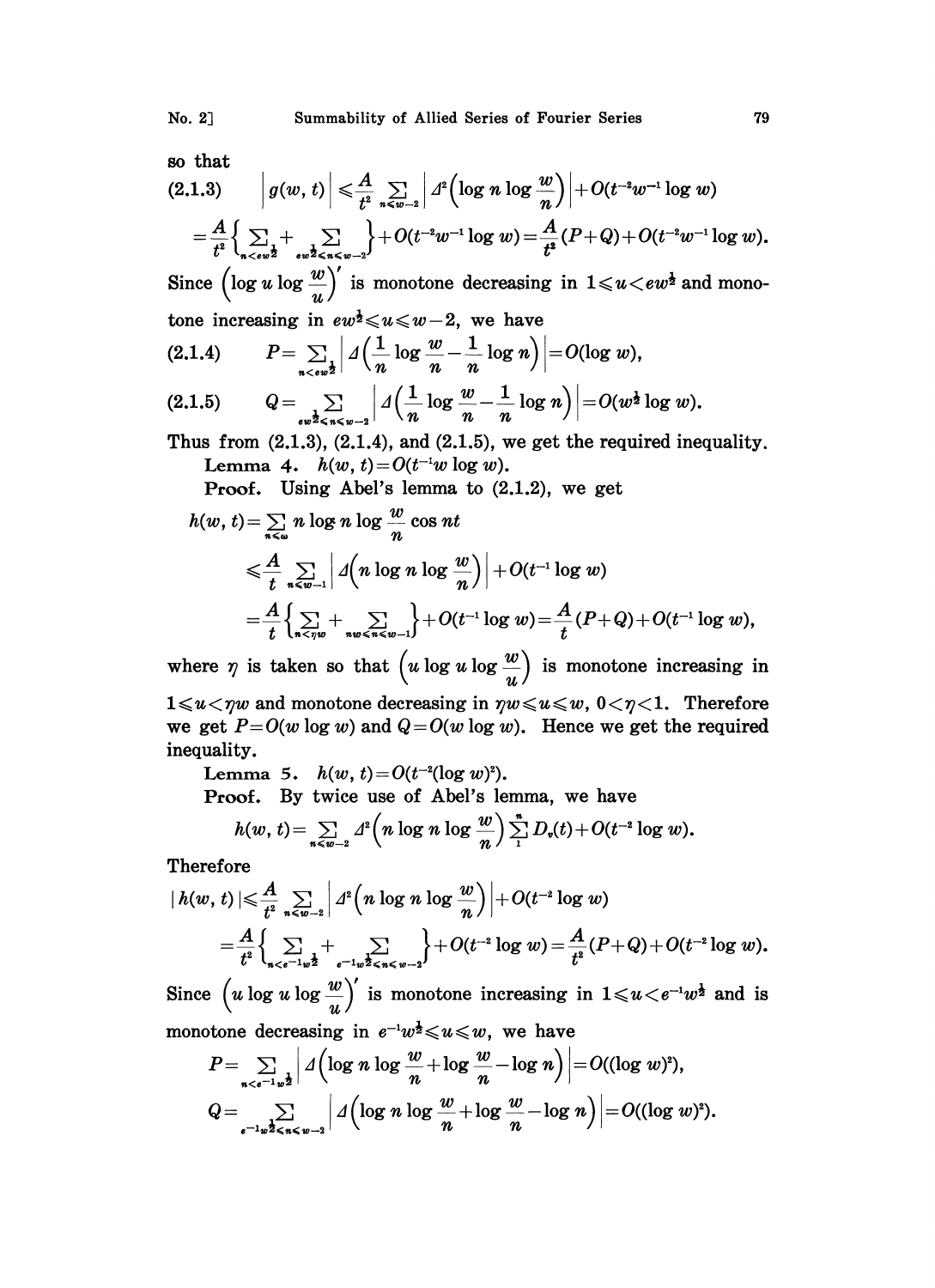so that

$$(2.1.3) \qquad \left|g(w,t)\right| \leqslant \frac{A}{t^2}\sum_{n\leqslant w-2}\left|\Delta^2\left(\log n \log \frac{w}{n}\right)\right| + O(t^{-2}w^{-1}\log w)$$

$$= \frac{A}{t^2}\left\{\sum_{n<ew^{\frac{1}{2}}} + \sum_{ew^{\frac{1}{2}}\leqslant n\leqslant w-2}\right\} + O(t^{-2}w^{-1}\log w) = \frac{A}{t^2}(P+Q) + O(t^{-2}w^{-1}\log w).$$

Since $\left(\log u \log \dfrac{w}{u}\right)'$ is monotone decreasing in $1\leqslant u < ew^{\frac{1}{2}}$ and monotone increasing in $ew^{\frac{1}{2}}\leqslant u\leqslant w-2$, we have

$$(2.1.4) \qquad P = \sum_{n<ew^{\frac{1}{2}}}\left|\Delta\left(\frac{1}{n}\log\frac{w}{n} - \frac{1}{n}\log n\right)\right| = O(\log w),$$

$$(2.1.5) \qquad Q = \sum_{ew^{\frac{1}{2}}\leqslant n\leqslant w-2}\left|\Delta\left(\frac{1}{n}\log\frac{w}{n} - \frac{1}{n}\log n\right)\right| = O(w^{\frac{1}{2}}\log w).$$

Thus from (2.1.3), (2.1.4), and (2.1.5), we get the required inequality.

**Lemma 4.** $h(w,t) = O(t^{-1}w\log w)$.

**Proof.** Using Abel's lemma to (2.1.2), we get

$$h(w,t) = \sum_{n\leqslant w} n\log n \log\frac{w}{n}\cos nt$$

$$\leqslant \frac{A}{t}\sum_{n\leqslant w-1}\left|\Delta\left(n\log n\log\frac{w}{n}\right)\right| + O(t^{-1}\log w)$$

$$= \frac{A}{t}\left\{\sum_{n<\eta w} + \sum_{\eta w\leqslant n\leqslant w-1}\right\} + O(t^{-1}\log w) = \frac{A}{t}(P+Q) + O(t^{-1}\log w),$$

where $\eta$ is taken so that $\left(u\log u\log\dfrac{w}{u}\right)$ is monotone increasing in $1\leqslant u<\eta w$ and monotone decreasing in $\eta w\leqslant u\leqslant w$, $0<\eta<1$. Therefore we get $P=O(w\log w)$ and $Q=O(w\log w)$. Hence we get the required inequality.

**Lemma 5.** $h(w,t) = O(t^{-2}(\log w)^2)$.

**Proof.** By twice use of Abel's lemma, we have

$$h(w,t) = \sum_{n\leqslant w-2}\Delta^2\left(n\log n\log\frac{w}{n}\right)\sum_{1}^{n}D_\nu(t) + O(t^{-2}\log w).$$

Therefore

$$|h(w,t)| \leqslant \frac{A}{t^2}\sum_{n\leqslant w-2}\left|\Delta^2\left(n\log n\log\frac{w}{n}\right)\right| + O(t^{-2}\log w)$$

$$= \frac{A}{t^2}\left\{\sum_{n<e^{-1}w^{\frac{1}{2}}} + \sum_{e^{-1}w^{\frac{1}{2}}\leqslant n\leqslant w-2}\right\} + O(t^{-2}\log w) = \frac{A}{t^2}(P+Q) + O(t^{-2}\log w).$$

Since $\left(u\log u\log\dfrac{w}{u}\right)'$ is monotone increasing in $1\leqslant u<e^{-1}w^{\frac{1}{2}}$ and is monotone decreasing in $e^{-1}w^{\frac{1}{2}}\leqslant u\leqslant w$, we have

$$P = \sum_{n<e^{-1}w^{\frac{1}{2}}}\left|\Delta\left(\log n\log\frac{w}{n} + \log\frac{w}{n} - \log n\right)\right| = O((\log w)^2),$$

$$Q = \sum_{e^{-1}w^{\frac{1}{2}}\leqslant n\leqslant w-2}\left|\Delta\left(\log n\log\frac{w}{n} + \log\frac{w}{n} - \log n\right)\right| = O((\log w)^2).$$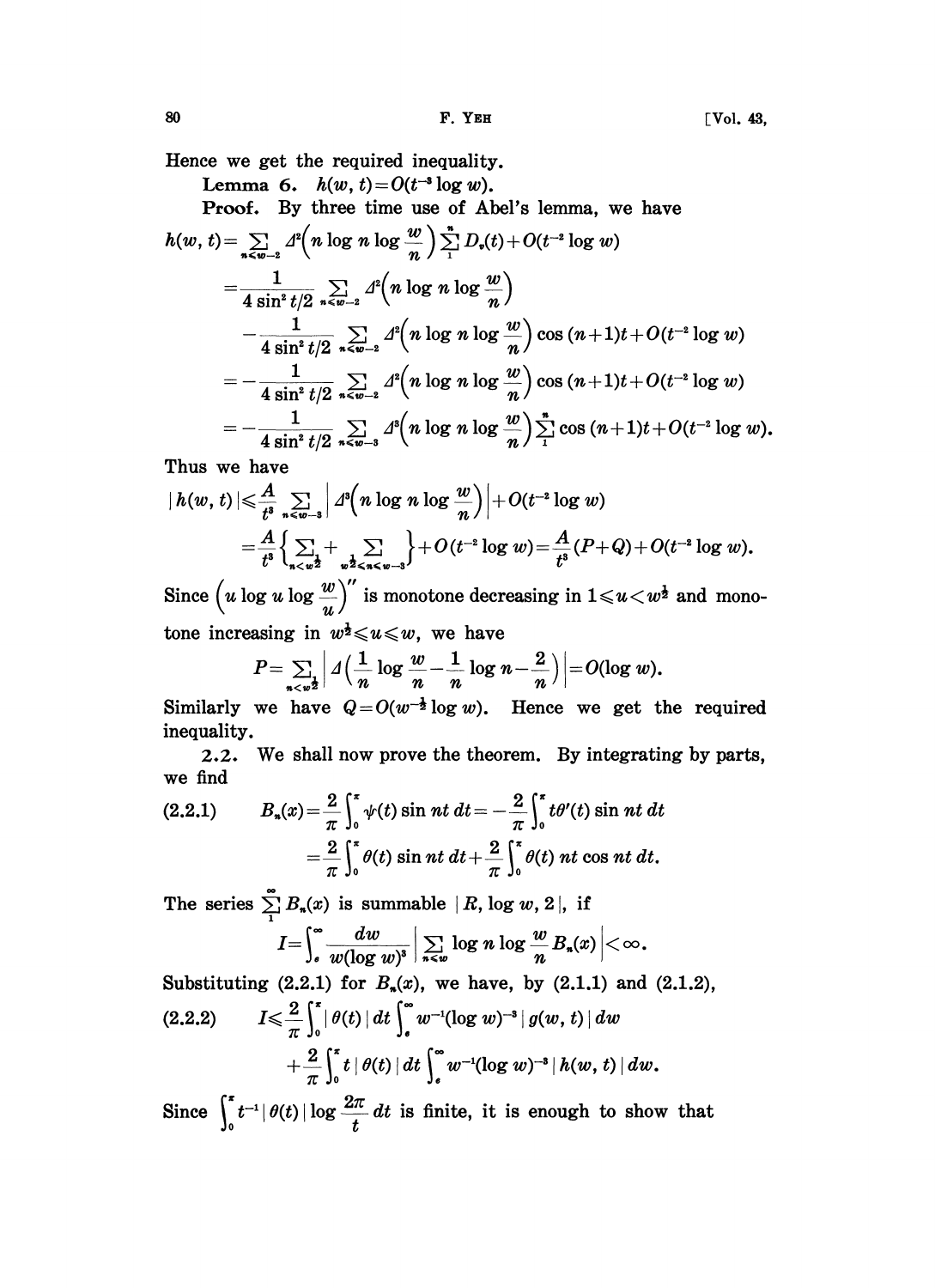Hence we get the required inequality.

**Lemma 6.** $h(w, t) = O(t^{-3} \log w)$.

**Proof.** By three time use of Abel's lemma, we have

$$
\begin{aligned}
h(w, t) &= \sum_{n \leqslant w-2} \Delta^2\left(n \log n \log \frac{w}{n}\right) \sum_{1}^{n} D_\nu(t) + O(t^{-2} \log w) \\
&= \frac{1}{4 \sin^2 t/2} \sum_{n \leqslant w-2} \Delta^2\left(n \log n \log \frac{w}{n}\right) \\
&\quad - \frac{1}{4 \sin^2 t/2} \sum_{n \leqslant w-2} \Delta^2\left(n \log n \log \frac{w}{n}\right) \cos (n+1)t + O(t^{-2} \log w) \\
&= -\frac{1}{4 \sin^2 t/2} \sum_{n \leqslant w-2} \Delta^2\left(n \log n \log \frac{w}{n}\right) \cos (n+1)t + O(t^{-2} \log w) \\
&= -\frac{1}{4 \sin^2 t/2} \sum_{n \leqslant w-3} \Delta^3\left(n \log n \log \frac{w}{n}\right) \sum_{1}^{n} \cos (n+1)t + O(t^{-2} \log w).
\end{aligned}
$$

Thus we have

$$
\begin{aligned}
|h(w, t)| &\leqslant \frac{A}{t^3} \sum_{n \leqslant w-3} \left| \Delta^3\left(n \log n \log \frac{w}{n}\right) \right| + O(t^{-2} \log w) \\
&= \frac{A}{t^3} \left\{ \sum_{n < w^{\frac{1}{2}}} + \sum_{w^{\frac{1}{2}} \leqslant n \leqslant w-3} \right\} + O(t^{-2} \log w) = \frac{A}{t^3}(P + Q) + O(t^{-2} \log w).
\end{aligned}
$$

Since $\left(u \log u \log \dfrac{w}{u}\right)''$ is monotone decreasing in $1 \leqslant u < w^{\frac{1}{2}}$ and monotone increasing in $w^{\frac{1}{2}} \leqslant u \leqslant w$, we have

$$
P = \sum_{n < w^{\frac{1}{2}}} \left| \Delta\left( \frac{1}{n} \log \frac{w}{n} - \frac{1}{n} \log n - \frac{2}{n} \right) \right| = O(\log w).
$$

Similarly we have $Q = O(w^{-\frac{1}{2}} \log w)$. Hence we get the required inequality.

**2.2.** We shall now prove the theorem. By integrating by parts, we find

$$
\begin{aligned}
\text{(2.2.1)} \qquad B_n(x) &= \frac{2}{\pi} \int_0^\pi \psi(t) \sin nt \, dt = -\frac{2}{\pi} \int_0^\pi t\theta'(t) \sin nt \, dt \\
&= \frac{2}{\pi} \int_0^\pi \theta(t) \sin nt \, dt + \frac{2}{\pi} \int_0^\pi \theta(t) \, nt \cos nt \, dt.
\end{aligned}
$$

The series $\sum_{1}^{\infty} B_n(x)$ is summable $|R, \log w, 2|$, if

$$
I = \int_e^\infty \frac{dw}{w(\log w)^3} \left| \sum_{n < w} \log n \log \frac{w}{n} B_n(x) \right| < \infty.
$$

Substituting (2.2.1) for $B_n(x)$, we have, by (2.1.1) and (2.1.2),

$$
\begin{aligned}
\text{(2.2.2)} \qquad I &\leqslant \frac{2}{\pi} \int_0^\pi |\theta(t)| \, dt \int_e^\infty w^{-1} (\log w)^{-3} |g(w, t)| \, dw \\
&\quad + \frac{2}{\pi} \int_0^\pi t \, |\theta(t)| \, dt \int_e^\infty w^{-1} (\log w)^{-3} |h(w, t)| \, dw.
\end{aligned}
$$

Since $\int_0^\pi t^{-1} |\theta(t)| \log \dfrac{2\pi}{t} \, dt$ is finite, it is enough to show that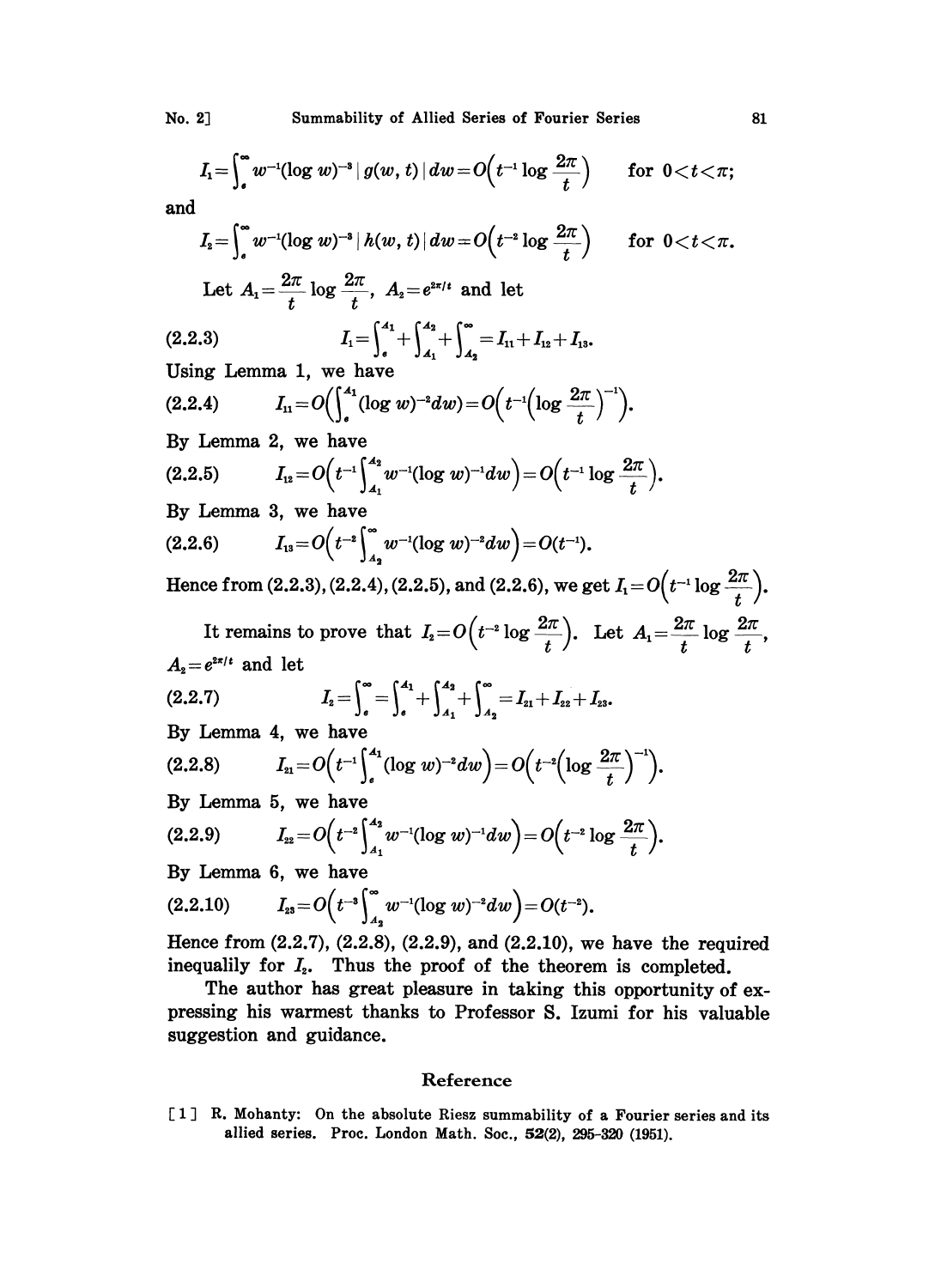$$I_1=\int_e^\infty w^{-1}(\log w)^{-3}\,|\,g(w,t)\,|\,dw=O\Big(t^{-1}\log\frac{2\pi}{t}\Big)\qquad \text{for } 0<t<\pi;$$

and

$$I_2=\int_e^\infty w^{-1}(\log w)^{-3}\,|\,h(w,t)\,|\,dw=O\Big(t^{-2}\log\frac{2\pi}{t}\Big)\qquad \text{for } 0<t<\pi.$$

Let $A_1=\frac{2\pi}{t}\log\frac{2\pi}{t}$, $A_2=e^{2\pi/t}$ and let

$$I_1=\int_e^{A_1}+\int_{A_1}^{A_2}+\int_{A_2}^\infty=I_{11}+I_{12}+I_{13}. \tag{2.2.3}$$

Using Lemma 1, we have

$$I_{11}=O\Big(\int_e^{A_1}(\log w)^{-2}dw\Big)=O\Big(t^{-1}\Big(\log\frac{2\pi}{t}\Big)^{-1}\Big). \tag{2.2.4}$$

By Lemma 2, we have

$$I_{12}=O\Big(t^{-1}\int_{A_1}^{A_2}w^{-1}(\log w)^{-1}dw\Big)=O\Big(t^{-1}\log\frac{2\pi}{t}\Big). \tag{2.2.5}$$

By Lemma 3, we have

$$I_{13}=O\Big(t^{-2}\int_{A_2}^\infty w^{-1}(\log w)^{-2}dw\Big)=O(t^{-1}). \tag{2.2.6}$$

Hence from (2.2.3), (2.2.4), (2.2.5), and (2.2.6), we get $I_1=O\Big(t^{-1}\log\frac{2\pi}{t}\Big)$.

It remains to prove that $I_2=O\Big(t^{-2}\log\frac{2\pi}{t}\Big)$. Let $A_1=\frac{2\pi}{t}\log\frac{2\pi}{t}$, $A_2=e^{2\pi/t}$ and let

$$I_2=\int_e^\infty=\int_e^{A_1}+\int_{A_1}^{A_2}+\int_{A_2}^\infty=I_{21}+I_{22}+I_{23}. \tag{2.2.7}$$

By Lemma 4, we have

$$I_{21}=O\Big(t^{-1}\int_e^{A_1}(\log w)^{-2}dw\Big)=O\Big(t^{-2}\Big(\log\frac{2\pi}{t}\Big)^{-1}\Big). \tag{2.2.8}$$

By Lemma 5, we have

$$I_{22}=O\Big(t^{-2}\int_{A_1}^{A_2}w^{-1}(\log w)^{-1}dw\Big)=O\Big(t^{-2}\log\frac{2\pi}{t}\Big). \tag{2.2.9}$$

By Lemma 6, we have

$$I_{23}=O\Big(t^{-3}\int_{A_2}^\infty w^{-1}(\log w)^{-2}dw\Big)=O(t^{-2}). \tag{2.2.10}$$

Hence from (2.2.7), (2.2.8), (2.2.9), and (2.2.10), we have the required inequalily for $I_2$. Thus the proof of the theorem is completed.

The author has great pleasure in taking this opportunity of expressing his warmest thanks to Professor S. Izumi for his valuable suggestion and guidance.

## Reference

[1] R. Mohanty: On the absolute Riesz summability of a Fourier series and its allied series. Proc. London Math. Soc., **52**(2), 295–320 (1951).